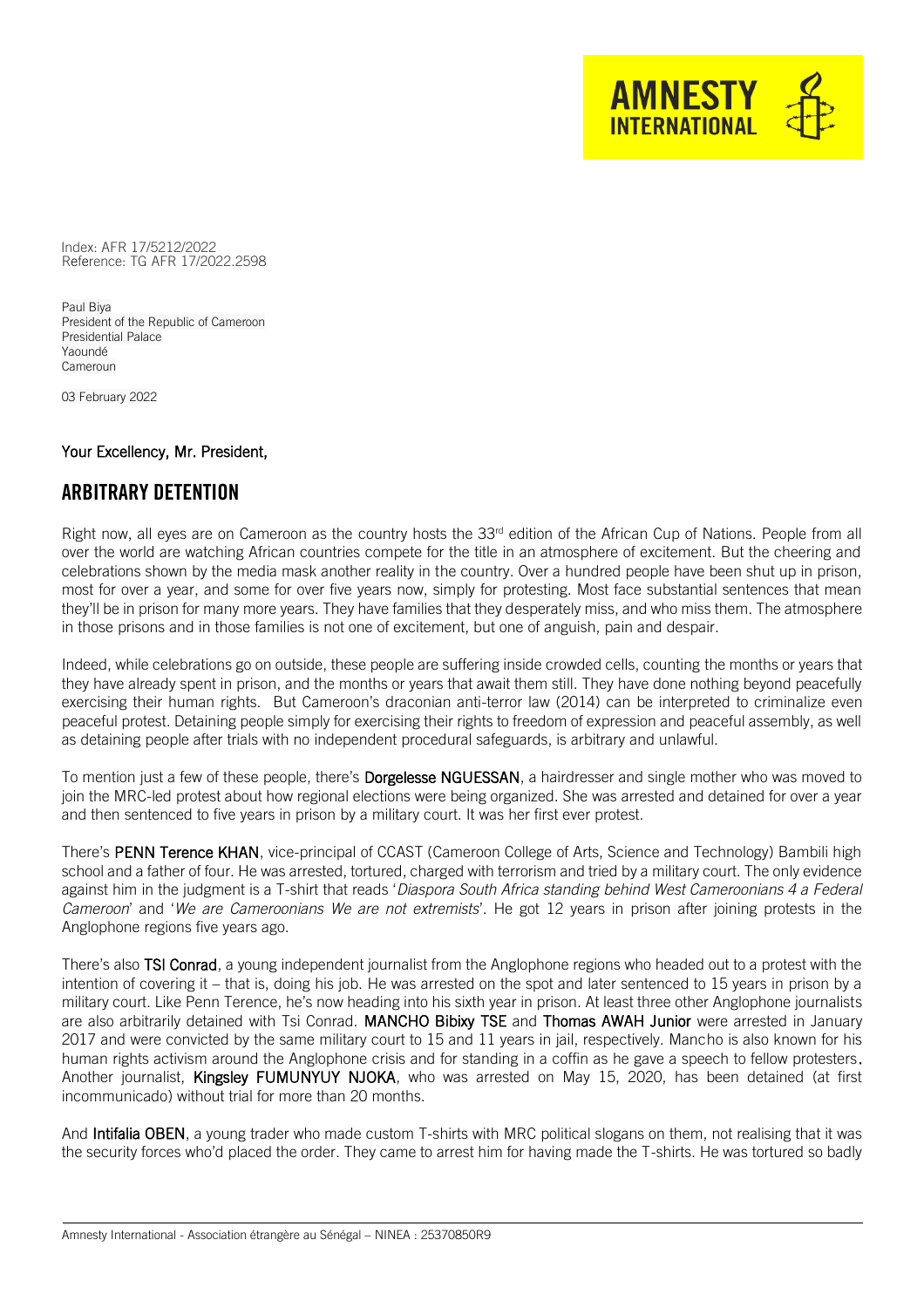Index: AFR 17/5212/2022
Reference: TG AFR 17/2022.2598

Paul Biya
President of the Republic of Cameroon
Presidential Palace
Yaoundé
Cameroun

03 February 2022

**Your Excellency, Mr. President,**

## ARBITRARY DETENTION

Right now, all eyes are on Cameroon as the country hosts the 33rd edition of the African Cup of Nations. People from all over the world are watching African countries compete for the title in an atmosphere of excitement. But the cheering and celebrations shown by the media mask another reality in the country. Over a hundred people have been shut up in prison, most for over a year, and some for over five years now, simply for protesting. Most face substantial sentences that mean they'll be in prison for many more years. They have families that they desperately miss, and who miss them. The atmosphere in those prisons and in those families is not one of excitement, but one of anguish, pain and despair.

Indeed, while celebrations go on outside, these people are suffering inside crowded cells, counting the months or years that they have already spent in prison, and the months or years that await them still. They have done nothing beyond peacefully exercising their human rights. But Cameroon's draconian anti-terror law (2014) can be interpreted to criminalize even peaceful protest. Detaining people simply for exercising their rights to freedom of expression and peaceful assembly, as well as detaining people after trials with no independent procedural safeguards, is arbitrary and unlawful.

To mention just a few of these people, there's **Dorgelesse NGUESSAN**, a hairdresser and single mother who was moved to join the MRC-led protest about how regional elections were being organized. She was arrested and detained for over a year and then sentenced to five years in prison by a military court. It was her first ever protest.

There's **PENN Terence KHAN**, vice-principal of CCAST (Cameroon College of Arts, Science and Technology) Bambili high school and a father of four. He was arrested, tortured, charged with terrorism and tried by a military court. The only evidence against him in the judgment is a T-shirt that reads '*Diaspora South Africa standing behind West Cameroonians 4 a Federal Cameroon*' and '*We are Cameroonians We are not extremists*'. He got 12 years in prison after joining protests in the Anglophone regions five years ago.

There's also **TSI Conrad**, a young independent journalist from the Anglophone regions who headed out to a protest with the intention of covering it – that is, doing his job. He was arrested on the spot and later sentenced to 15 years in prison by a military court. Like Penn Terence, he's now heading into his sixth year in prison. At least three other Anglophone journalists are also arbitrarily detained with Tsi Conrad. **MANCHO Bibixy TSE** and **Thomas AWAH Junior** were arrested in January 2017 and were convicted by the same military court to 15 and 11 years in jail, respectively. Mancho is also known for his human rights activism around the Anglophone crisis and for standing in a coffin as he gave a speech to fellow protesters. Another journalist, **Kingsley FUMUNYUY NJOKA**, who was arrested on May 15, 2020, has been detained (at first incommunicado) without trial for more than 20 months.

And **Intifalia OBEN**, a young trader who made custom T-shirts with MRC political slogans on them, not realising that it was the security forces who'd placed the order. They came to arrest him for having made the T-shirts. He was tortured so badly

Amnesty International - Association étrangère au Sénégal – NINEA : 25370850R9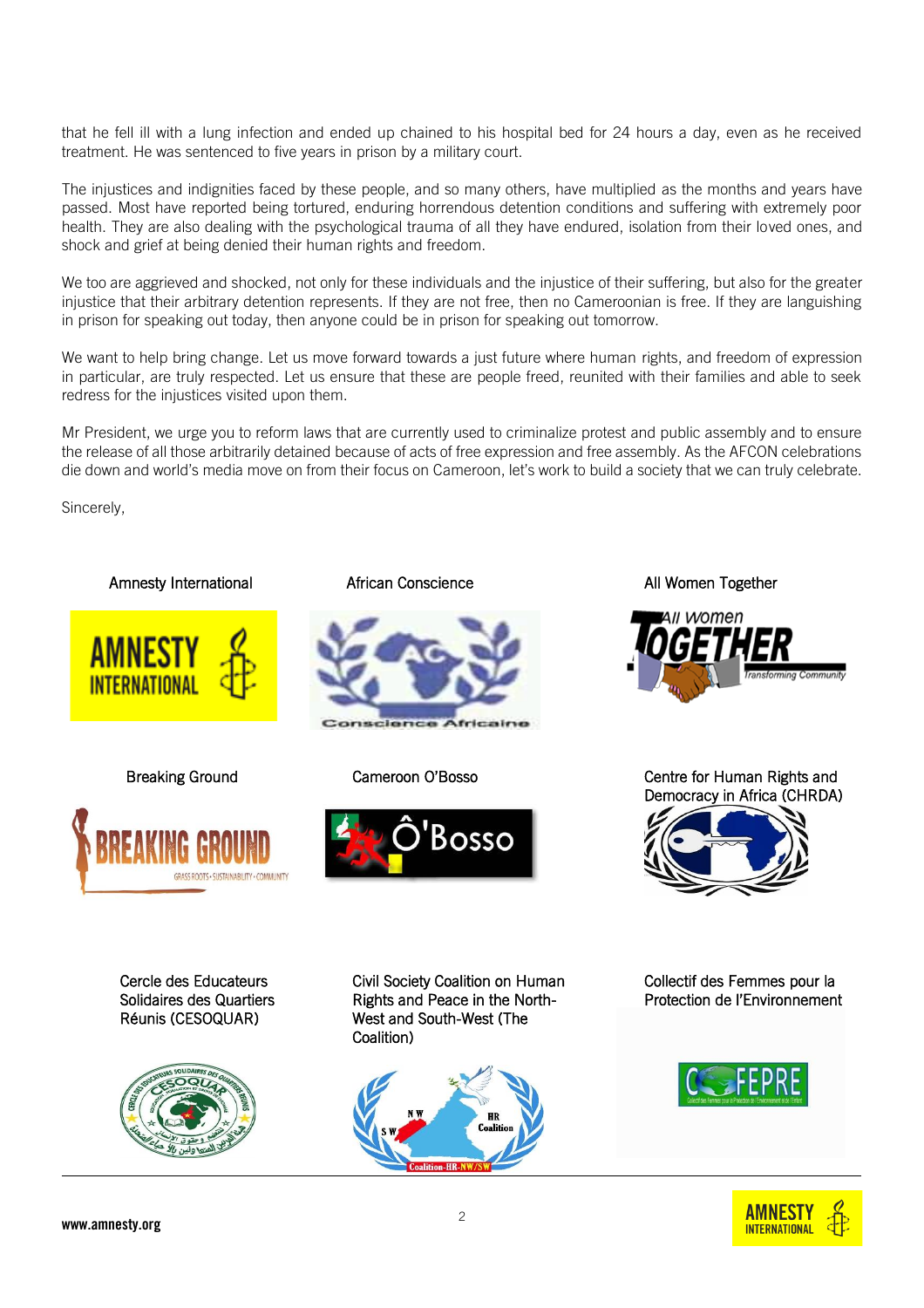that he fell ill with a lung infection and ended up chained to his hospital bed for 24 hours a day, even as he received treatment. He was sentenced to five years in prison by a military court.

The injustices and indignities faced by these people, and so many others, have multiplied as the months and years have passed. Most have reported being tortured, enduring horrendous detention conditions and suffering with extremely poor health. They are also dealing with the psychological trauma of all they have endured, isolation from their loved ones, and shock and grief at being denied their human rights and freedom.

We too are aggrieved and shocked, not only for these individuals and the injustice of their suffering, but also for the greater injustice that their arbitrary detention represents. If they are not free, then no Cameroonian is free. If they are languishing in prison for speaking out today, then anyone could be in prison for speaking out tomorrow.

We want to help bring change. Let us move forward towards a just future where human rights, and freedom of expression in particular, are truly respected. Let us ensure that these are people freed, reunited with their families and able to seek redress for the injustices visited upon them.

Mr President, we urge you to reform laws that are currently used to criminalize protest and public assembly and to ensure the release of all those arbitrarily detained because of acts of free expression and free assembly. As the AFCON celebrations die down and world's media move on from their focus on Cameroon, let's work to build a society that we can truly celebrate.

Sincerely,

Amnesty International

African Conscience

All Women Together

Breaking Ground

Cameroon O'Bosso

Centre for Human Rights and Democracy in Africa (CHRDA)

Cercle des Educateurs Solidaires des Quartiers Réunis (CESOQUAR)

Civil Society Coalition on Human Rights and Peace in the North-West and South-West (The Coalition)

Collectif des Femmes pour la Protection de l'Environnement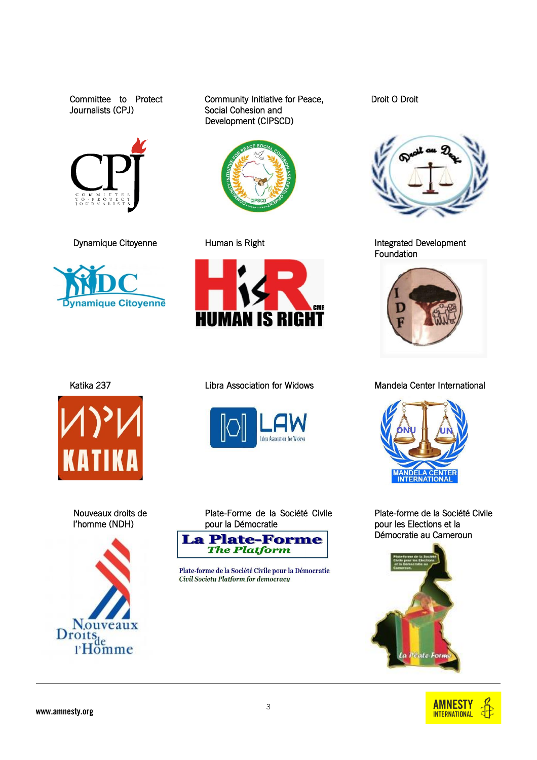Committee to Protect Journalists (CPJ)

Community Initiative for Peace, Social Cohesion and Development (CIPSCD)

Droit O Droit

Dynamique Citoyenne

Human is Right

Integrated Development Foundation

Katika 237

Libra Association for Widows

Mandela Center International

Nouveaux droits de l'homme (NDH)

Plate-Forme de la Société Civile pour la Démocratie

Plate-forme de la Société Civile pour les Elections et la Démocratie au Cameroun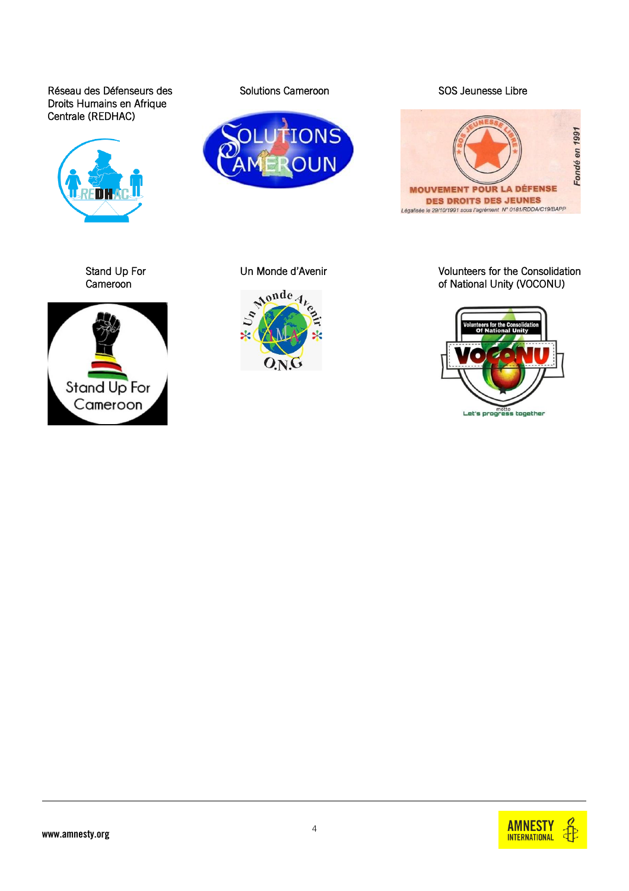Réseau des Défenseurs des Droits Humains en Afrique Centrale (REDHAC)

Solutions Cameroon

SOS Jeunesse Libre

Stand Up For Cameroon

Un Monde d'Avenir

Volunteers for the Consolidation of National Unity (VOCONU)